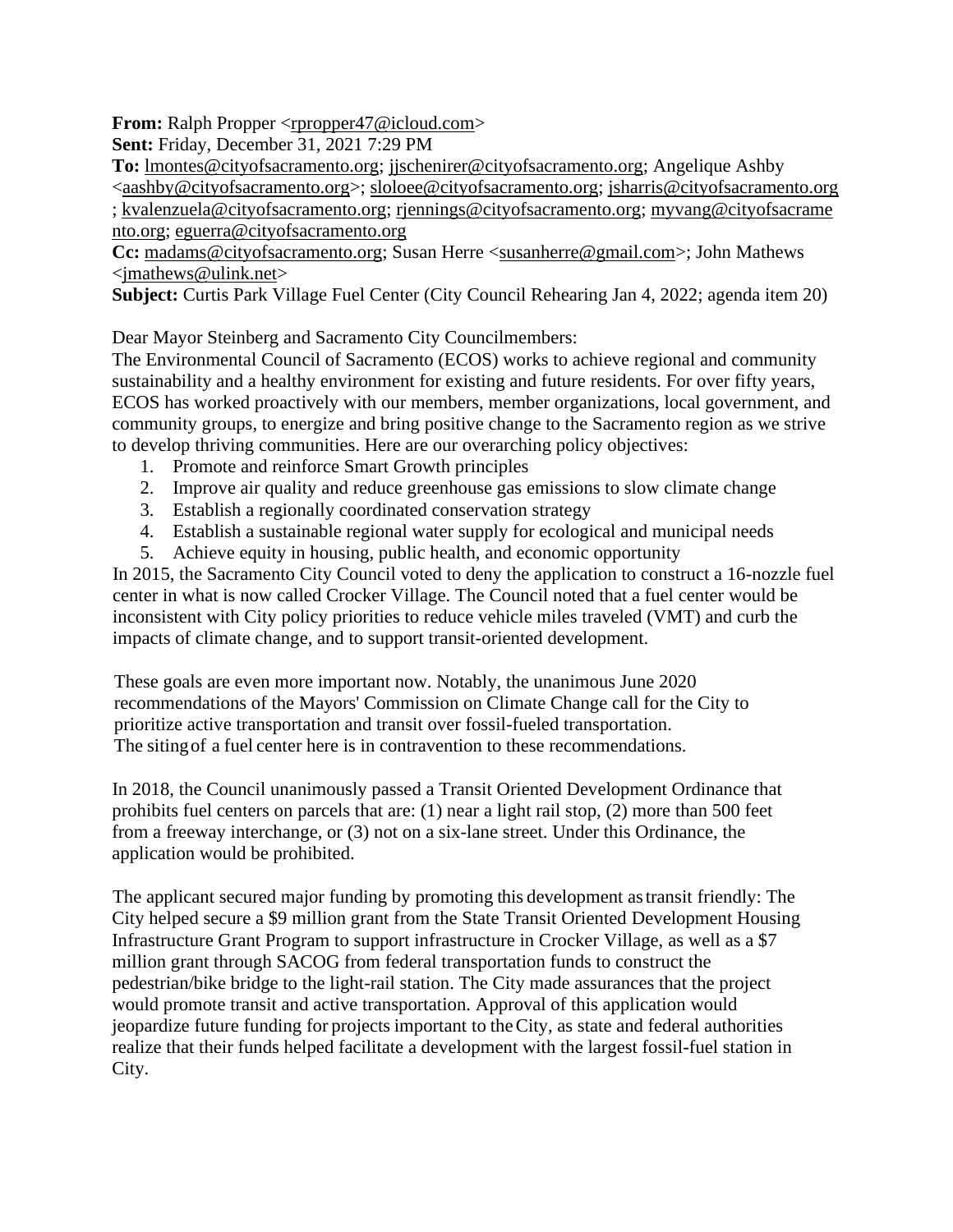**From:** Ralph Propper <rpropper47@icloud.com>
**Sent:** Friday, December 31, 2021 7:29 PM
**To:** lmontes@cityofsacramento.org; jjschenirer@cityofsacramento.org; Angelique Ashby <aashby@cityofsacramento.org>; sloloee@cityofsacramento.org; jsharris@cityofsacramento.org; kvalenzuela@cityofsacramento.org; rjennings@cityofsacramento.org; myvang@cityofsacramento.org; eguerra@cityofsacramento.org
**Cc:** madams@cityofsacramento.org; Susan Herre <susanherre@gmail.com>; John Mathews <jmathews@ulink.net>
**Subject:** Curtis Park Village Fuel Center (City Council Rehearing Jan 4, 2022; agenda item 20)

Dear Mayor Steinberg and Sacramento City Councilmembers:

The Environmental Council of Sacramento (ECOS) works to achieve regional and community sustainability and a healthy environment for existing and future residents. For over fifty years, ECOS has worked proactively with our members, member organizations, local government, and community groups, to energize and bring positive change to the Sacramento region as we strive to develop thriving communities. Here are our overarching policy objectives:

1. Promote and reinforce Smart Growth principles
2. Improve air quality and reduce greenhouse gas emissions to slow climate change
3. Establish a regionally coordinated conservation strategy
4. Establish a sustainable regional water supply for ecological and municipal needs
5. Achieve equity in housing, public health, and economic opportunity

In 2015, the Sacramento City Council voted to deny the application to construct a 16-nozzle fuel center in what is now called Crocker Village. The Council noted that a fuel center would be inconsistent with City policy priorities to reduce vehicle miles traveled (VMT) and curb the impacts of climate change, and to support transit-oriented development.

These goals are even more important now. Notably, the unanimous June 2020 recommendations of the Mayors' Commission on Climate Change call for the City to prioritize active transportation and transit over fossil-fueled transportation. The siting of a fuel center here is in contravention to these recommendations.

In 2018, the Council unanimously passed a Transit Oriented Development Ordinance that prohibits fuel centers on parcels that are: (1) near a light rail stop, (2) more than 500 feet from a freeway interchange, or (3) not on a six-lane street. Under this Ordinance, the application would be prohibited.

The applicant secured major funding by promoting this development as transit friendly: The City helped secure a $9 million grant from the State Transit Oriented Development Housing Infrastructure Grant Program to support infrastructure in Crocker Village, as well as a $7 million grant through SACOG from federal transportation funds to construct the pedestrian/bike bridge to the light-rail station. The City made assurances that the project would promote transit and active transportation. Approval of this application would jeopardize future funding for projects important to the City, as state and federal authorities realize that their funds helped facilitate a development with the largest fossil-fuel station in City.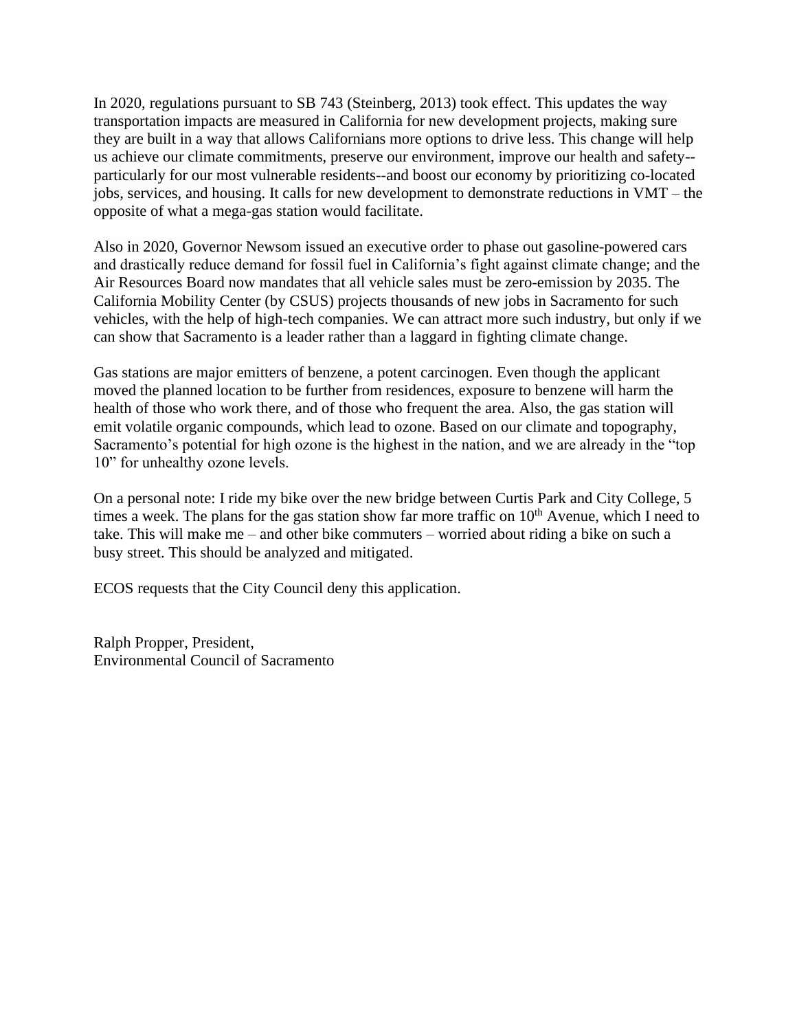In 2020, regulations pursuant to SB 743 (Steinberg, 2013) took effect. This updates the way transportation impacts are measured in California for new development projects, making sure they are built in a way that allows Californians more options to drive less. This change will help us achieve our climate commitments, preserve our environment, improve our health and safety--particularly for our most vulnerable residents--and boost our economy by prioritizing co-located jobs, services, and housing. It calls for new development to demonstrate reductions in VMT – the opposite of what a mega-gas station would facilitate.

Also in 2020, Governor Newsom issued an executive order to phase out gasoline-powered cars and drastically reduce demand for fossil fuel in California's fight against climate change; and the Air Resources Board now mandates that all vehicle sales must be zero-emission by 2035. The California Mobility Center (by CSUS) projects thousands of new jobs in Sacramento for such vehicles, with the help of high-tech companies. We can attract more such industry, but only if we can show that Sacramento is a leader rather than a laggard in fighting climate change.

Gas stations are major emitters of benzene, a potent carcinogen. Even though the applicant moved the planned location to be further from residences, exposure to benzene will harm the health of those who work there, and of those who frequent the area. Also, the gas station will emit volatile organic compounds, which lead to ozone. Based on our climate and topography, Sacramento's potential for high ozone is the highest in the nation, and we are already in the "top 10" for unhealthy ozone levels.

On a personal note: I ride my bike over the new bridge between Curtis Park and City College, 5 times a week. The plans for the gas station show far more traffic on 10th Avenue, which I need to take. This will make me – and other bike commuters – worried about riding a bike on such a busy street. This should be analyzed and mitigated.

ECOS requests that the City Council deny this application.

Ralph Propper, President,
Environmental Council of Sacramento